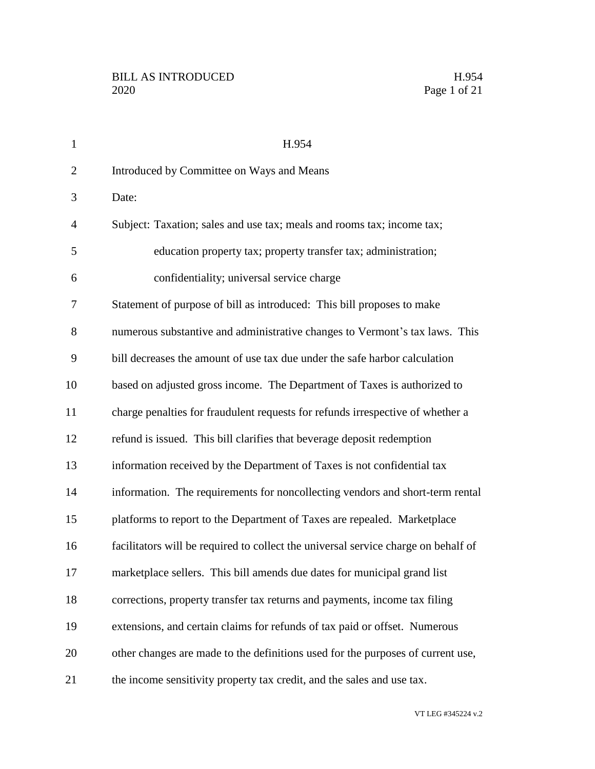H.954

Introduced by Committee on Ways and Means

Date:

Subject: Taxation; sales and use tax; meals and rooms tax; income tax; education property tax; property transfer tax; administration; confidentiality; universal service charge

Statement of purpose of bill as introduced: This bill proposes to make numerous substantive and administrative changes to Vermont's tax laws. This bill decreases the amount of use tax due under the safe harbor calculation based on adjusted gross income. The Department of Taxes is authorized to charge penalties for fraudulent requests for refunds irrespective of whether a refund is issued. This bill clarifies that beverage deposit redemption information received by the Department of Taxes is not confidential tax information. The requirements for noncollecting vendors and short-term rental platforms to report to the Department of Taxes are repealed. Marketplace facilitators will be required to collect the universal service charge on behalf of marketplace sellers. This bill amends due dates for municipal grand list corrections, property transfer tax returns and payments, income tax filing extensions, and certain claims for refunds of tax paid or offset. Numerous other changes are made to the definitions used for the purposes of current use, the income sensitivity property tax credit, and the sales and use tax.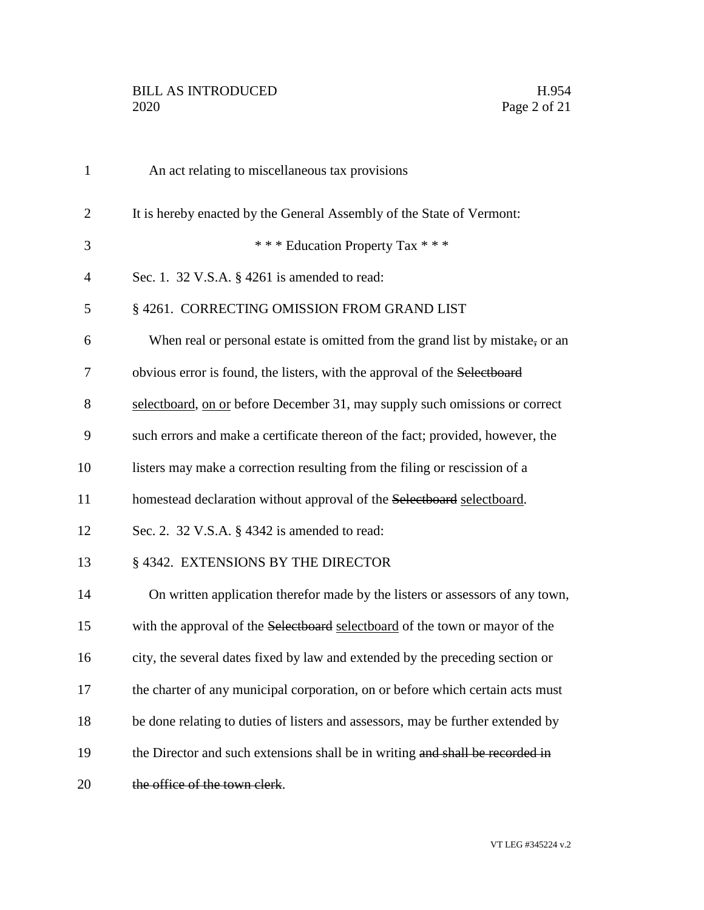An act relating to miscellaneous tax provisions

It is hereby enacted by the General Assembly of the State of Vermont:

\* \* \* Education Property Tax \* \* \*

Sec. 1. 32 V.S.A. § 4261 is amended to read:

§ 4261. CORRECTING OMISSION FROM GRAND LIST

When real or personal estate is omitted from the grand list by mistake~~,~~ or an obvious error is found, the listers, with the approval of the ~~Selectboard~~ <u>selectboard</u>, <u>on or</u> before December 31, may supply such omissions or correct such errors and make a certificate thereon of the fact; provided, however, the listers may make a correction resulting from the filing or rescission of a homestead declaration without approval of the ~~Selectboard~~ <u>selectboard</u>.

Sec. 2. 32 V.S.A. § 4342 is amended to read:

§ 4342. EXTENSIONS BY THE DIRECTOR

On written application therefor made by the listers or assessors of any town, with the approval of the ~~Selectboard~~ <u>selectboard</u> of the town or mayor of the city, the several dates fixed by law and extended by the preceding section or the charter of any municipal corporation, on or before which certain acts must be done relating to duties of listers and assessors, may be further extended by the Director and such extensions shall be in writing ~~and shall be recorded in the office of the town clerk~~.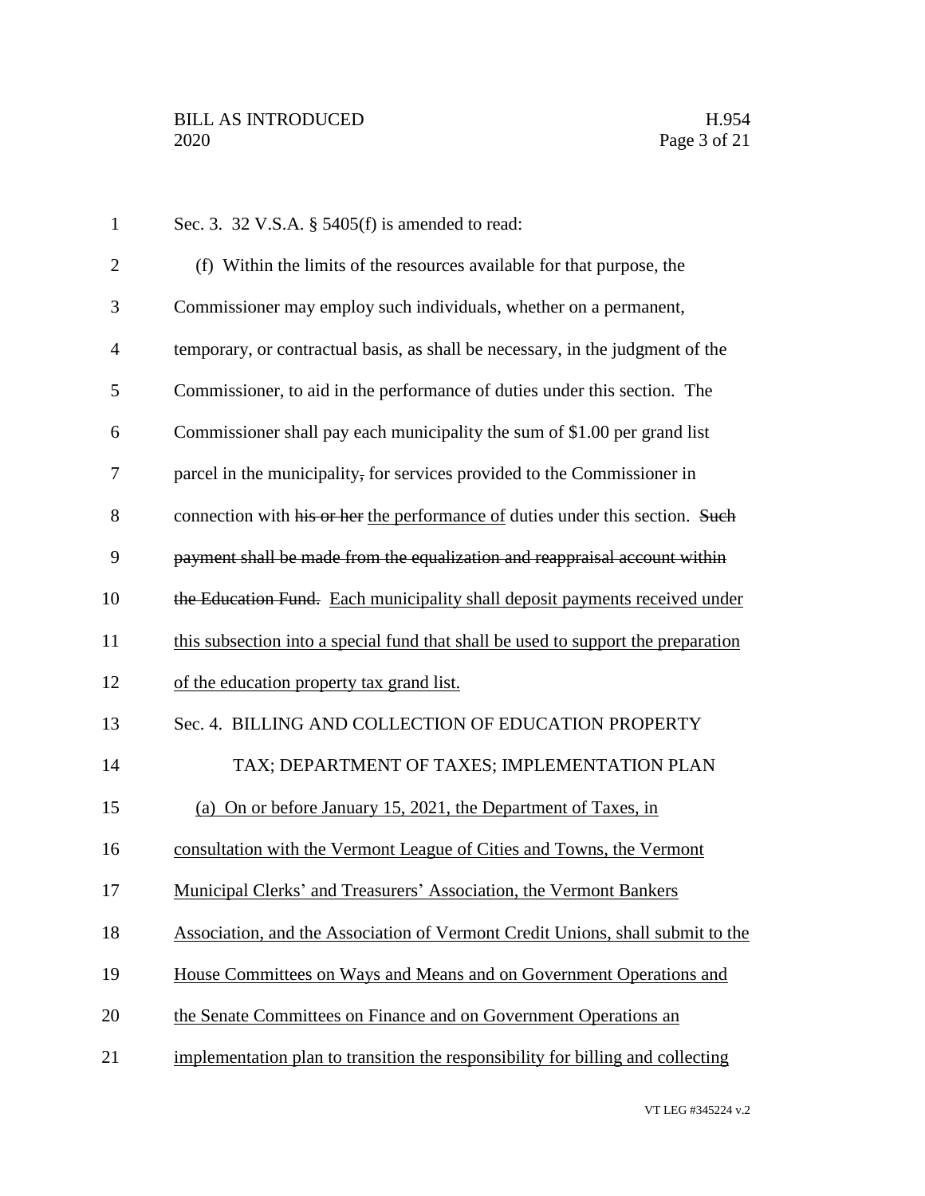Sec. 3. 32 V.S.A. § 5405(f) is amended to read:

(f) Within the limits of the resources available for that purpose, the Commissioner may employ such individuals, whether on a permanent, temporary, or contractual basis, as shall be necessary, in the judgment of the Commissioner, to aid in the performance of duties under this section. The Commissioner shall pay each municipality the sum of $1.00 per grand list parcel in the municipality~~,~~ for services provided to the Commissioner in connection with ~~his or her~~ the performance of duties under this section. ~~Such payment shall be made from the equalization and reappraisal account within the Education Fund.~~ Each municipality shall deposit payments received under this subsection into a special fund that shall be used to support the preparation of the education property tax grand list.

Sec. 4. BILLING AND COLLECTION OF EDUCATION PROPERTY TAX; DEPARTMENT OF TAXES; IMPLEMENTATION PLAN

(a) On or before January 15, 2021, the Department of Taxes, in consultation with the Vermont League of Cities and Towns, the Vermont Municipal Clerks' and Treasurers' Association, the Vermont Bankers Association, and the Association of Vermont Credit Unions, shall submit to the House Committees on Ways and Means and on Government Operations and the Senate Committees on Finance and on Government Operations an implementation plan to transition the responsibility for billing and collecting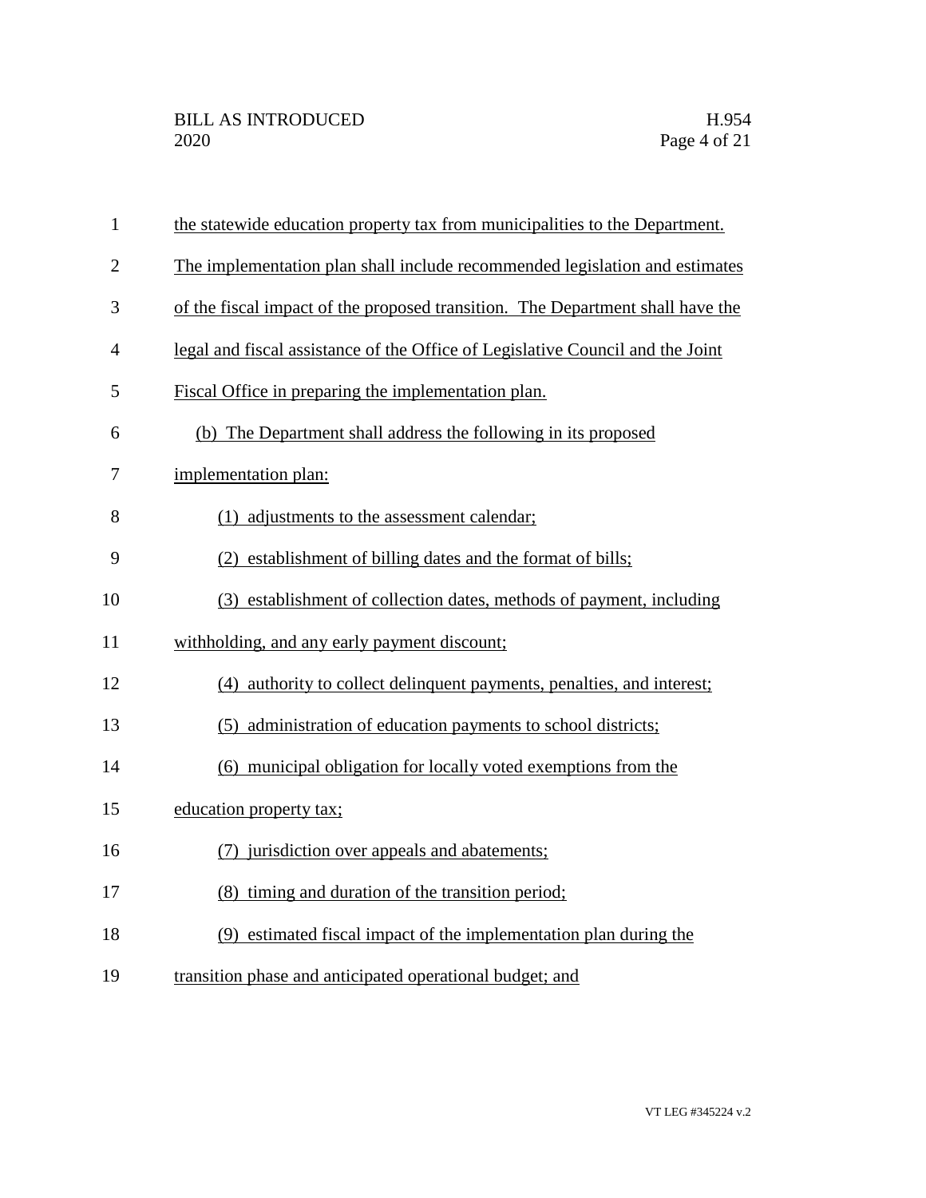the statewide education property tax from municipalities to the Department. The implementation plan shall include recommended legislation and estimates of the fiscal impact of the proposed transition. The Department shall have the legal and fiscal assistance of the Office of Legislative Council and the Joint Fiscal Office in preparing the implementation plan.

(b) The Department shall address the following in its proposed implementation plan:

(1) adjustments to the assessment calendar;

(2) establishment of billing dates and the format of bills;

(3) establishment of collection dates, methods of payment, including withholding, and any early payment discount;

(4) authority to collect delinquent payments, penalties, and interest;

(5) administration of education payments to school districts;

(6) municipal obligation for locally voted exemptions from the education property tax;

(7) jurisdiction over appeals and abatements;

(8) timing and duration of the transition period;

(9) estimated fiscal impact of the implementation plan during the transition phase and anticipated operational budget; and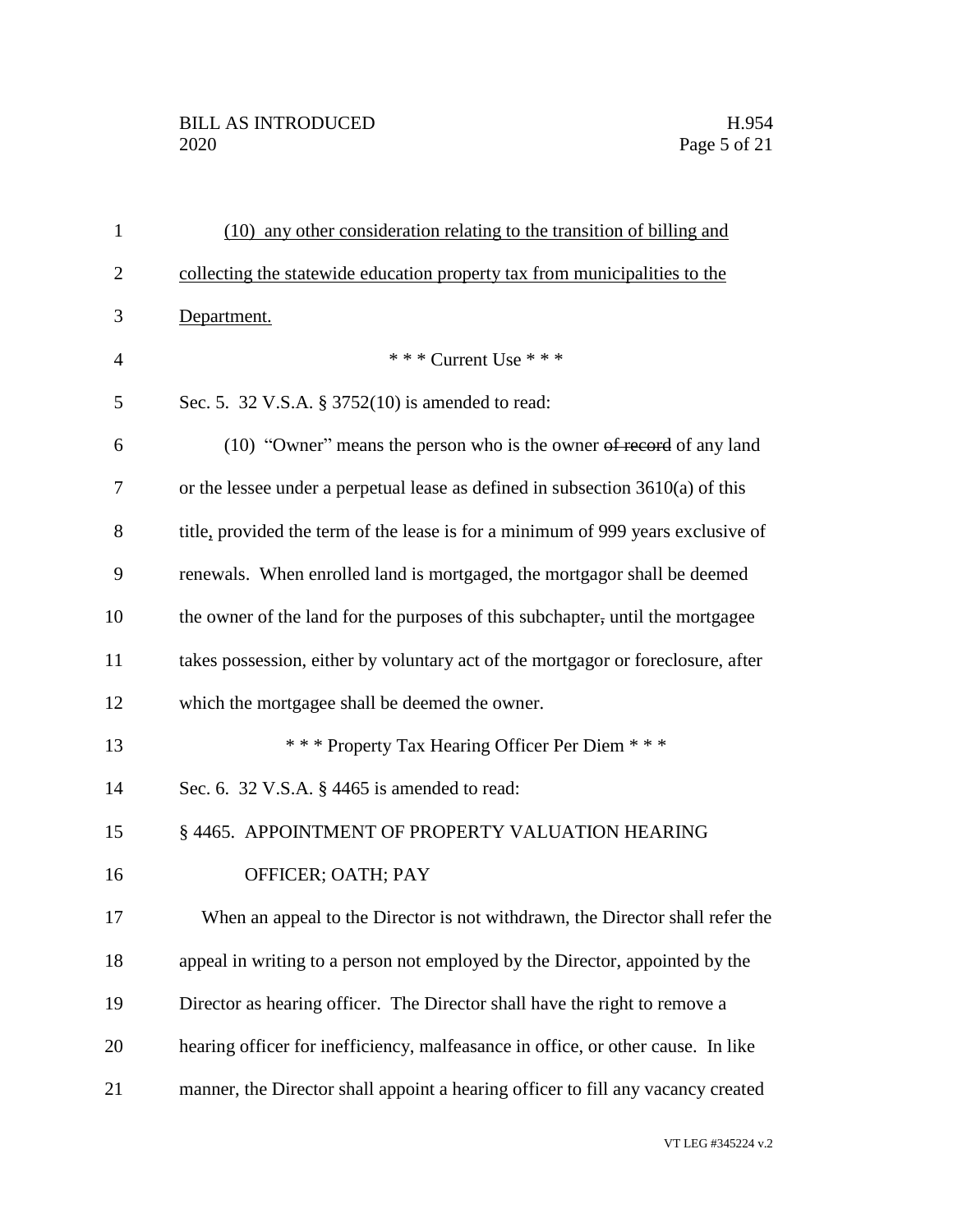(10) any other consideration relating to the transition of billing and collecting the statewide education property tax from municipalities to the Department.

\* \* \* Current Use \* \* \*

Sec. 5. 32 V.S.A. § 3752(10) is amended to read:

(10) "Owner" means the person who is the owner ~~of record~~ of any land or the lessee under a perpetual lease as defined in subsection 3610(a) of this title, provided the term of the lease is for a minimum of 999 years exclusive of renewals. When enrolled land is mortgaged, the mortgagor shall be deemed the owner of the land for the purposes of this subchapter~~,~~ until the mortgagee takes possession, either by voluntary act of the mortgagor or foreclosure, after which the mortgagee shall be deemed the owner.

\* \* \* Property Tax Hearing Officer Per Diem \* \* \*

Sec. 6. 32 V.S.A. § 4465 is amended to read:

§ 4465. APPOINTMENT OF PROPERTY VALUATION HEARING OFFICER; OATH; PAY

When an appeal to the Director is not withdrawn, the Director shall refer the appeal in writing to a person not employed by the Director, appointed by the Director as hearing officer. The Director shall have the right to remove a hearing officer for inefficiency, malfeasance in office, or other cause. In like manner, the Director shall appoint a hearing officer to fill any vacancy created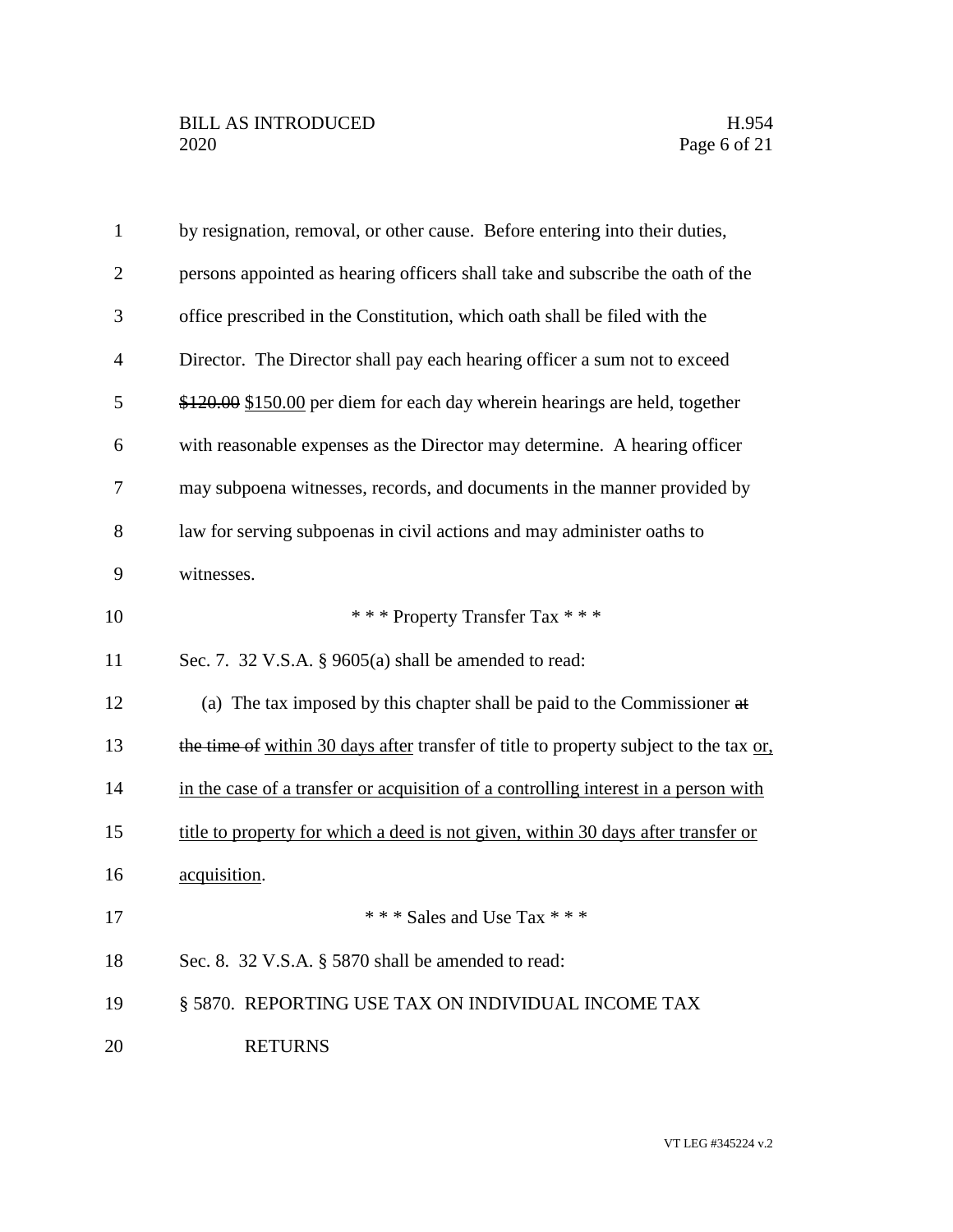by resignation, removal, or other cause. Before entering into their duties, persons appointed as hearing officers shall take and subscribe the oath of the office prescribed in the Constitution, which oath shall be filed with the Director. The Director shall pay each hearing officer a sum not to exceed ~~$120.00~~ <u>$150.00</u> per diem for each day wherein hearings are held, together with reasonable expenses as the Director may determine. A hearing officer may subpoena witnesses, records, and documents in the manner provided by law for serving subpoenas in civil actions and may administer oaths to witnesses.

\* \* \* Property Transfer Tax \* \* \*

Sec. 7. 32 V.S.A. § 9605(a) shall be amended to read:

(a) The tax imposed by this chapter shall be paid to the Commissioner ~~at the time of~~ <u>within 30 days after</u> transfer of title to property subject to the tax <u>or, in the case of a transfer or acquisition of a controlling interest in a person with title to property for which a deed is not given, within 30 days after transfer or acquisition</u>.

\* \* \* Sales and Use Tax \* \* \*

Sec. 8. 32 V.S.A. § 5870 shall be amended to read:

§ 5870. REPORTING USE TAX ON INDIVIDUAL INCOME TAX RETURNS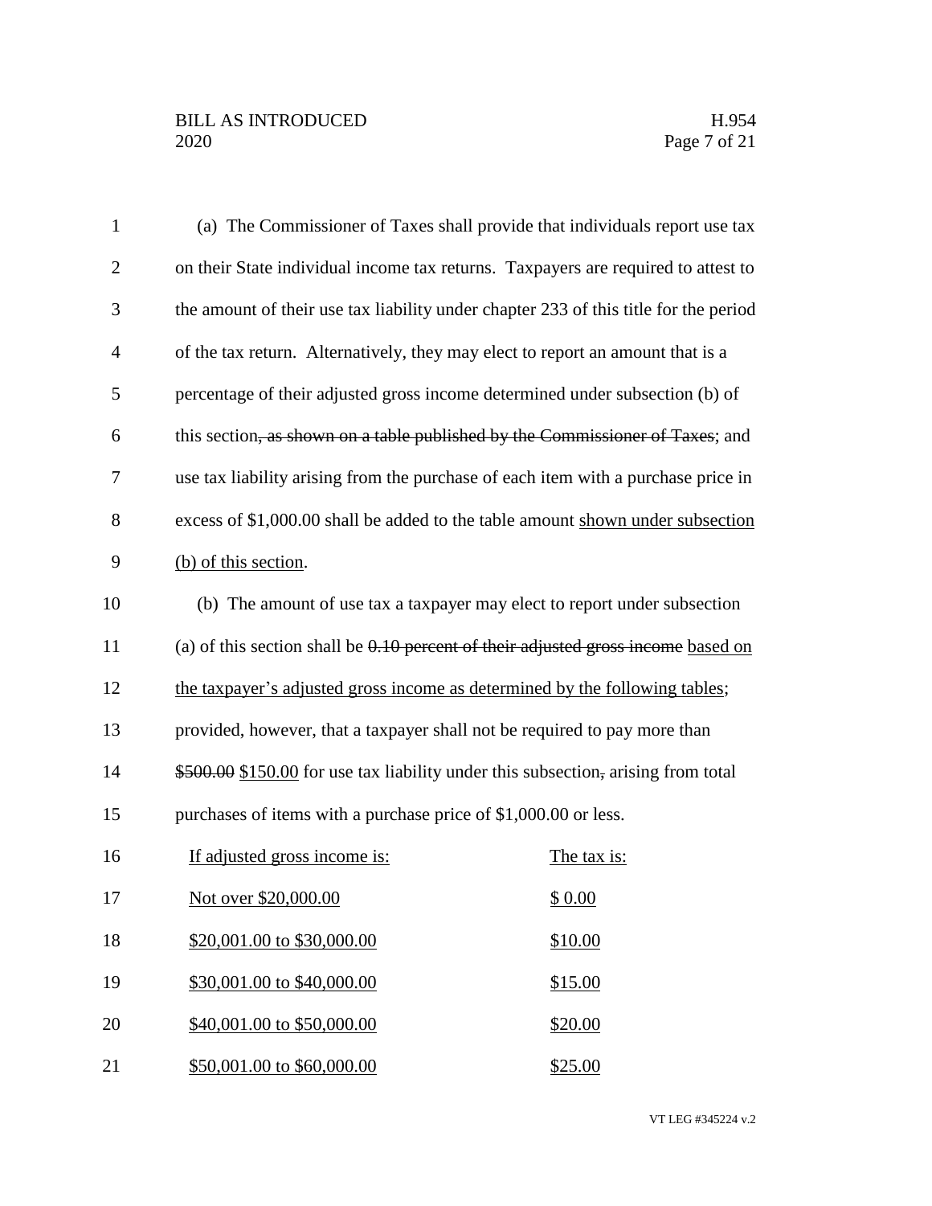(a) The Commissioner of Taxes shall provide that individuals report use tax on their State individual income tax returns. Taxpayers are required to attest to the amount of their use tax liability under chapter 233 of this title for the period of the tax return. Alternatively, they may elect to report an amount that is a percentage of their adjusted gross income determined under subsection (b) of this section~~, as shown on a table published by the Commissioner of Taxes~~; and use tax liability arising from the purchase of each item with a purchase price in excess of $1,000.00 shall be added to the table amount <u>shown under subsection (b) of this section</u>.

(b) The amount of use tax a taxpayer may elect to report under subsection (a) of this section shall be ~~0.10 percent of their adjusted gross income~~ <u>based on the taxpayer's adjusted gross income as determined by the following tables</u>; provided, however, that a taxpayer shall not be required to pay more than ~~$500.00~~ <u>$150.00</u> for use tax liability under this subsection~~,~~ arising from total purchases of items with a purchase price of $1,000.00 or less.

| <u>If adjusted gross income is:</u> | <u>The tax is:</u> |
|---|---|
| <u>Not over $20,000.00</u> | <u>$ 0.00</u> |
| <u>$20,001.00 to $30,000.00</u> | <u>$10.00</u> |
| <u>$30,001.00 to $40,000.00</u> | <u>$15.00</u> |
| <u>$40,001.00 to $50,000.00</u> | <u>$20.00</u> |
| <u>$50,001.00 to $60,000.00</u> | <u>$25.00</u> |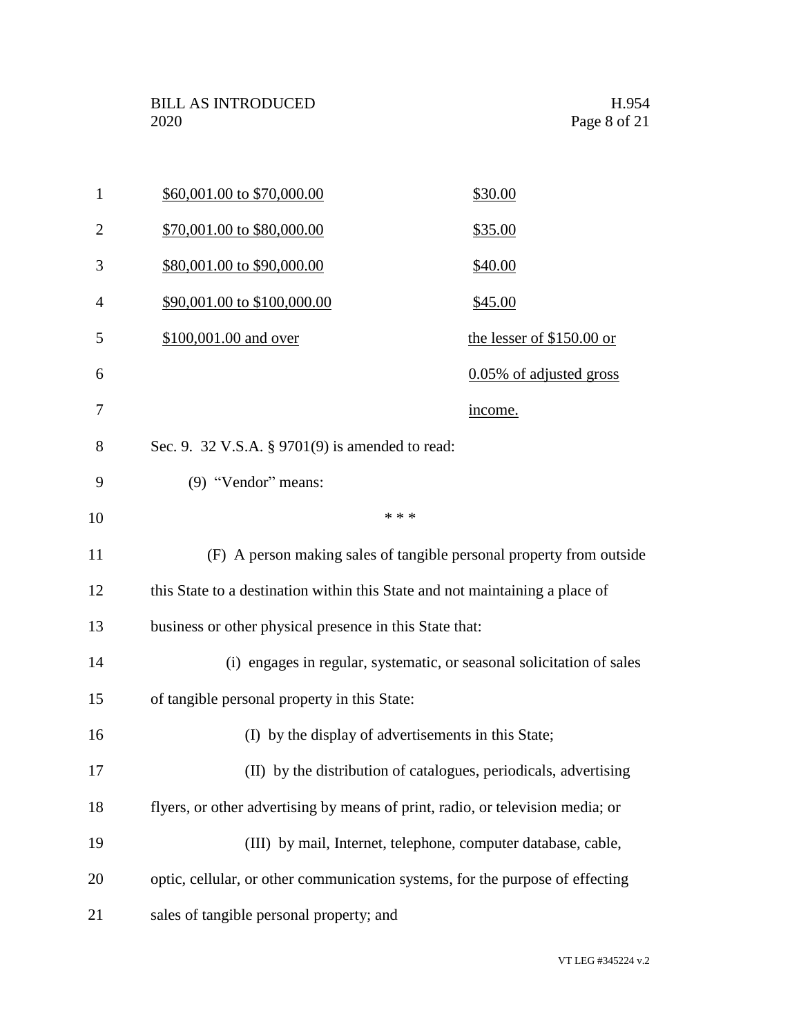| | |
|---|---|
| $60,001.00 to $70,000.00 | $30.00 |
| $70,001.00 to $80,000.00 | $35.00 |
| $80,001.00 to $90,000.00 | $40.00 |
| $90,001.00 to $100,000.00 | $45.00 |
| $100,001.00 and over | the lesser of $150.00 or 0.05% of adjusted gross income. |

Sec. 9. 32 V.S.A. § 9701(9) is amended to read:

(9) "Vendor" means:

\* \* \*

(F) A person making sales of tangible personal property from outside this State to a destination within this State and not maintaining a place of business or other physical presence in this State that:

(i) engages in regular, systematic, or seasonal solicitation of sales of tangible personal property in this State:

(I) by the display of advertisements in this State;

(II) by the distribution of catalogues, periodicals, advertising flyers, or other advertising by means of print, radio, or television media; or

(III) by mail, Internet, telephone, computer database, cable, optic, cellular, or other communication systems, for the purpose of effecting sales of tangible personal property; and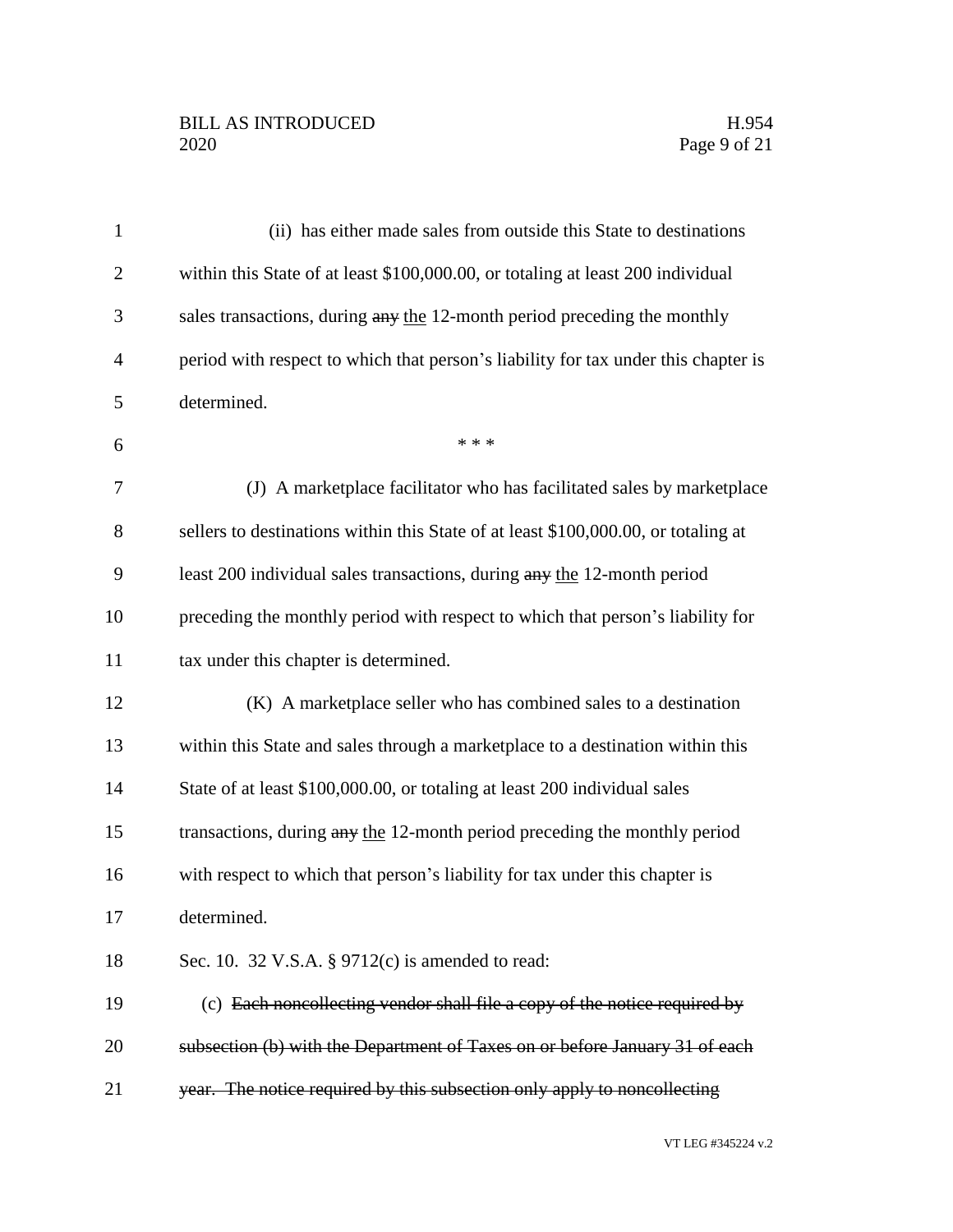(ii) has either made sales from outside this State to destinations within this State of at least $100,000.00, or totaling at least 200 individual sales transactions, during ~~any~~ <u>the</u> 12-month period preceding the monthly period with respect to which that person's liability for tax under this chapter is determined.

\* \* \*

(J) A marketplace facilitator who has facilitated sales by marketplace sellers to destinations within this State of at least $100,000.00, or totaling at least 200 individual sales transactions, during ~~any~~ <u>the</u> 12-month period preceding the monthly period with respect to which that person's liability for tax under this chapter is determined.

(K) A marketplace seller who has combined sales to a destination within this State and sales through a marketplace to a destination within this State of at least $100,000.00, or totaling at least 200 individual sales transactions, during ~~any~~ <u>the</u> 12-month period preceding the monthly period with respect to which that person's liability for tax under this chapter is determined.

Sec. 10. 32 V.S.A. § 9712(c) is amended to read:

(c) ~~Each noncollecting vendor shall file a copy of the notice required by subsection (b) with the Department of Taxes on or before January 31 of each year. The notice required by this subsection only apply to noncollecting~~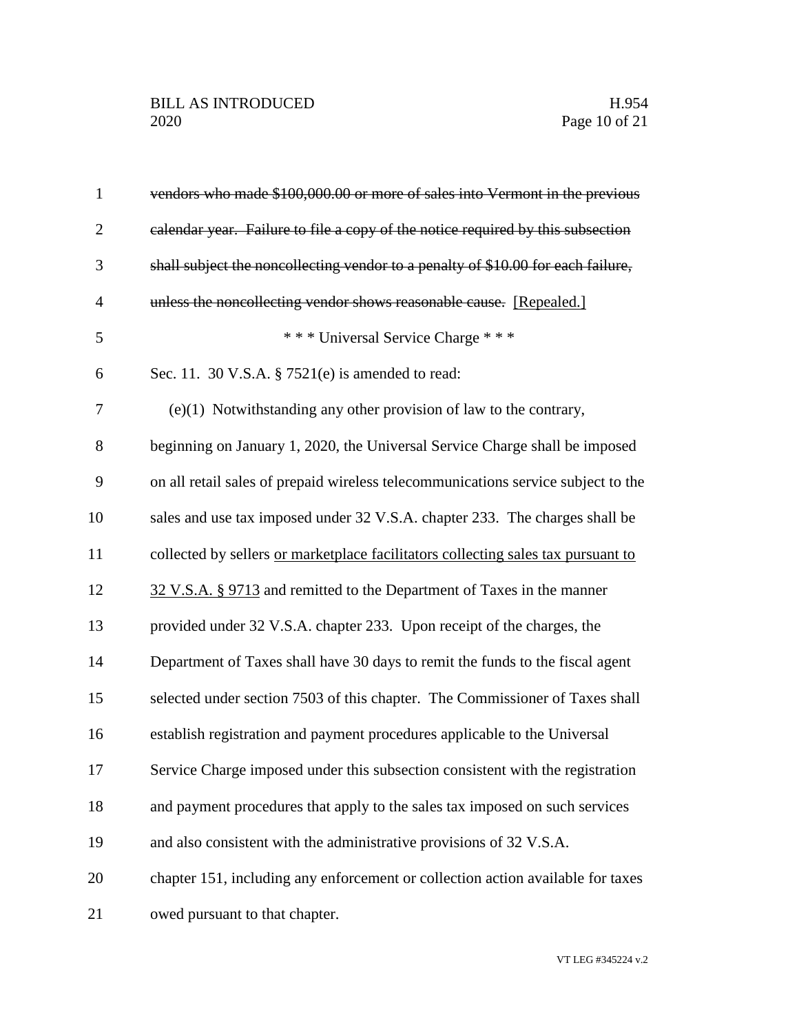~~vendors who made $100,000.00 or more of sales into Vermont in the previous calendar year. Failure to file a copy of the notice required by this subsection shall subject the noncollecting vendor to a penalty of $10.00 for each failure, unless the noncollecting vendor shows reasonable cause.~~ [Repealed.]

\* \* \* Universal Service Charge \* \* \*

Sec. 11. 30 V.S.A. § 7521(e) is amended to read:

(e)(1) Notwithstanding any other provision of law to the contrary, beginning on January 1, 2020, the Universal Service Charge shall be imposed on all retail sales of prepaid wireless telecommunications service subject to the sales and use tax imposed under 32 V.S.A. chapter 233. The charges shall be collected by sellers <u>or marketplace facilitators collecting sales tax pursuant to 32 V.S.A. § 9713</u> and remitted to the Department of Taxes in the manner provided under 32 V.S.A. chapter 233. Upon receipt of the charges, the Department of Taxes shall have 30 days to remit the funds to the fiscal agent selected under section 7503 of this chapter. The Commissioner of Taxes shall establish registration and payment procedures applicable to the Universal Service Charge imposed under this subsection consistent with the registration and payment procedures that apply to the sales tax imposed on such services and also consistent with the administrative provisions of 32 V.S.A. chapter 151, including any enforcement or collection action available for taxes owed pursuant to that chapter.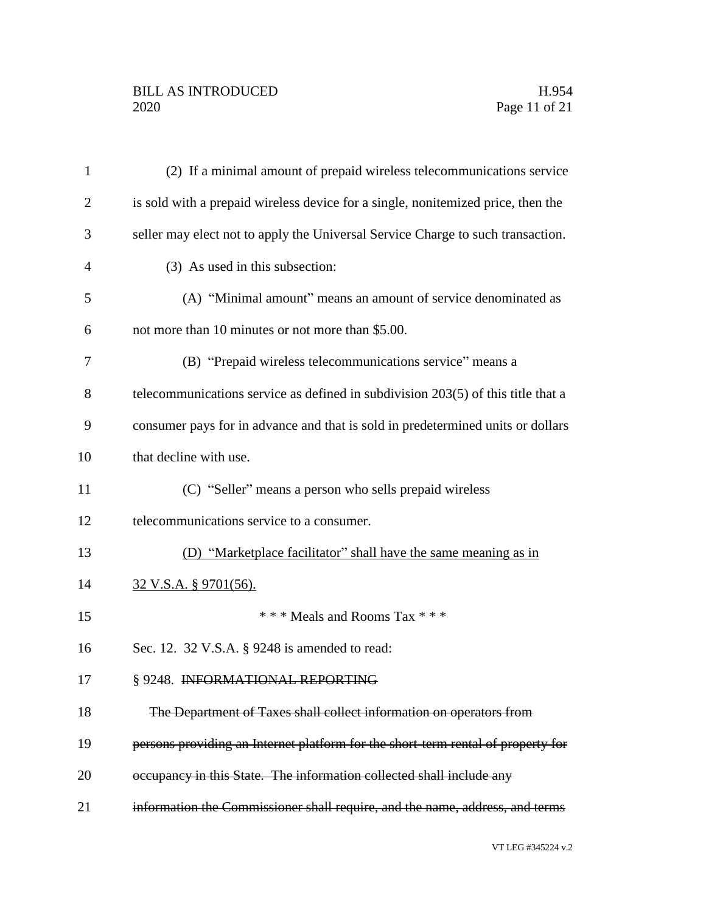(2) If a minimal amount of prepaid wireless telecommunications service is sold with a prepaid wireless device for a single, nonitemized price, then the seller may elect not to apply the Universal Service Charge to such transaction.

(3) As used in this subsection:

(A) "Minimal amount" means an amount of service denominated as not more than 10 minutes or not more than $5.00.

(B) "Prepaid wireless telecommunications service" means a telecommunications service as defined in subdivision 203(5) of this title that a consumer pays for in advance and that is sold in predetermined units or dollars that decline with use.

(C) "Seller" means a person who sells prepaid wireless telecommunications service to a consumer.

<u>(D) "Marketplace facilitator" shall have the same meaning as in 32 V.S.A. § 9701(56).</u>

\* \* \* Meals and Rooms Tax \* \* \*

Sec. 12. 32 V.S.A. § 9248 is amended to read:

§ 9248. ~~INFORMATIONAL REPORTING~~

~~The Department of Taxes shall collect information on operators from persons providing an Internet platform for the short-term rental of property for occupancy in this State. The information collected shall include any information the Commissioner shall require, and the name, address, and terms~~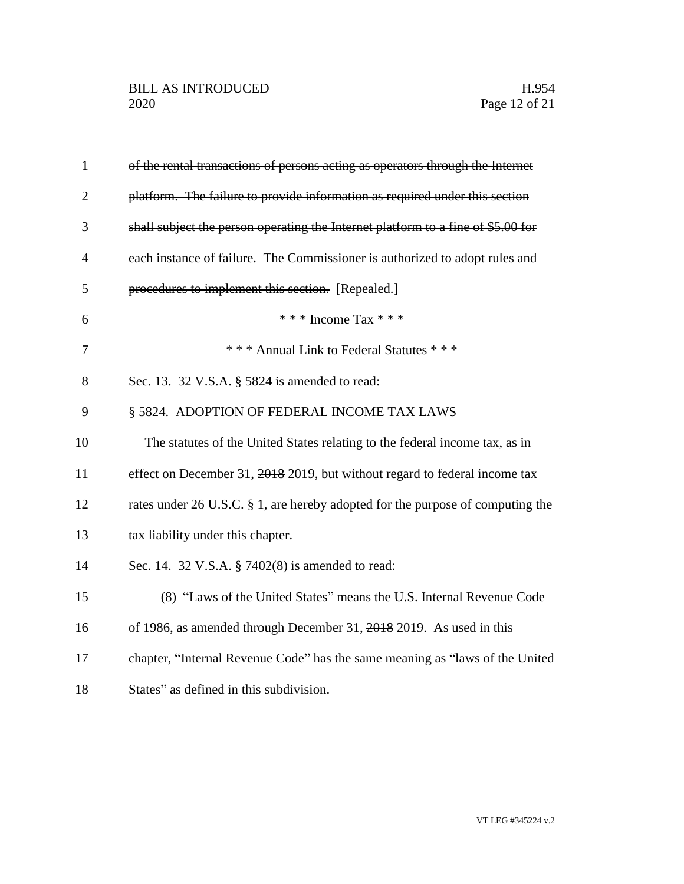~~of the rental transactions of persons acting as operators through the Internet platform. The failure to provide information as required under this section shall subject the person operating the Internet platform to a fine of $5.00 for each instance of failure. The Commissioner is authorized to adopt rules and procedures to implement this section.~~ <u>[Repealed.]</u>

\* \* \* Income Tax \* \* \*

\* \* \* Annual Link to Federal Statutes \* \* \*

Sec. 13. 32 V.S.A. § 5824 is amended to read:

§ 5824. ADOPTION OF FEDERAL INCOME TAX LAWS

The statutes of the United States relating to the federal income tax, as in effect on December 31, ~~2018~~ <u>2019</u>, but without regard to federal income tax rates under 26 U.S.C. § 1, are hereby adopted for the purpose of computing the tax liability under this chapter.

Sec. 14. 32 V.S.A. § 7402(8) is amended to read:

(8) "Laws of the United States" means the U.S. Internal Revenue Code of 1986, as amended through December 31, ~~2018~~ <u>2019</u>. As used in this chapter, "Internal Revenue Code" has the same meaning as "laws of the United States" as defined in this subdivision.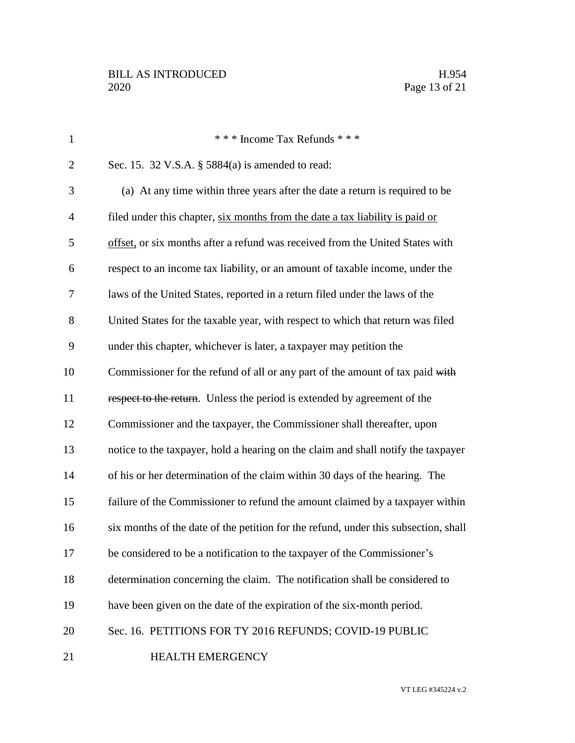\* \* \* Income Tax Refunds \* \* \*

Sec. 15. 32 V.S.A. § 5884(a) is amended to read:

(a) At any time within three years after the date a return is required to be filed under this chapter, <u>six months from the date a tax liability is paid or offset,</u> or six months after a refund was received from the United States with respect to an income tax liability, or an amount of taxable income, under the laws of the United States, reported in a return filed under the laws of the United States for the taxable year, with respect to which that return was filed under this chapter, whichever is later, a taxpayer may petition the Commissioner for the refund of all or any part of the amount of tax paid ~~with respect to the return~~. Unless the period is extended by agreement of the Commissioner and the taxpayer, the Commissioner shall thereafter, upon notice to the taxpayer, hold a hearing on the claim and shall notify the taxpayer of his or her determination of the claim within 30 days of the hearing. The failure of the Commissioner to refund the amount claimed by a taxpayer within six months of the date of the petition for the refund, under this subsection, shall be considered to be a notification to the taxpayer of the Commissioner's determination concerning the claim. The notification shall be considered to have been given on the date of the expiration of the six-month period.

Sec. 16. PETITIONS FOR TY 2016 REFUNDS; COVID-19 PUBLIC HEALTH EMERGENCY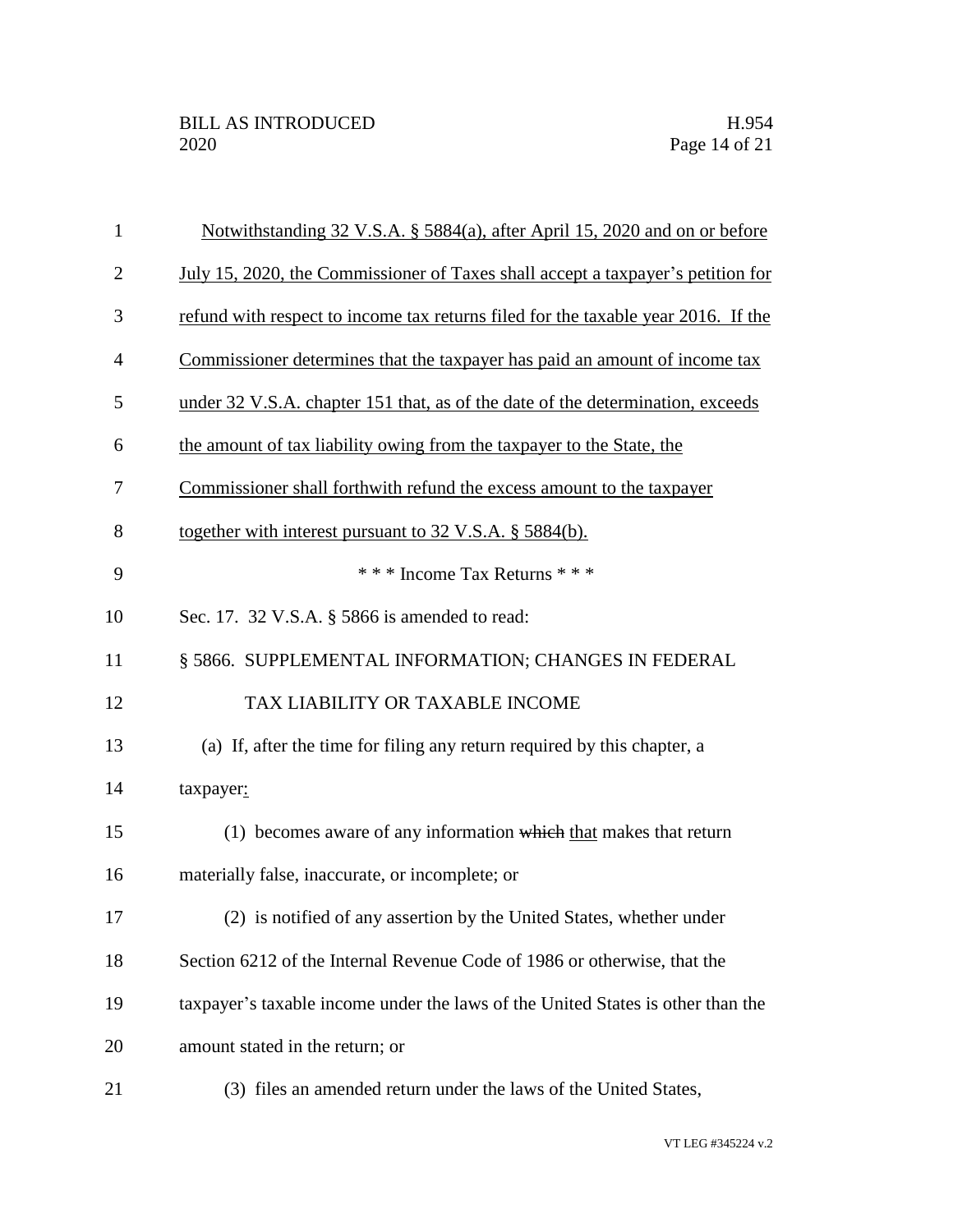Notwithstanding 32 V.S.A. § 5884(a), after April 15, 2020 and on or before July 15, 2020, the Commissioner of Taxes shall accept a taxpayer's petition for refund with respect to income tax returns filed for the taxable year 2016. If the Commissioner determines that the taxpayer has paid an amount of income tax under 32 V.S.A. chapter 151 that, as of the date of the determination, exceeds the amount of tax liability owing from the taxpayer to the State, the Commissioner shall forthwith refund the excess amount to the taxpayer together with interest pursuant to 32 V.S.A. § 5884(b).

\* \* \* Income Tax Returns \* \* \*

Sec. 17. 32 V.S.A. § 5866 is amended to read:

§ 5866. SUPPLEMENTAL INFORMATION; CHANGES IN FEDERAL TAX LIABILITY OR TAXABLE INCOME

(a) If, after the time for filing any return required by this chapter, a taxpayer:

(1) becomes aware of any information ~~which~~ that makes that return materially false, inaccurate, or incomplete; or

(2) is notified of any assertion by the United States, whether under Section 6212 of the Internal Revenue Code of 1986 or otherwise, that the taxpayer's taxable income under the laws of the United States is other than the amount stated in the return; or

(3) files an amended return under the laws of the United States,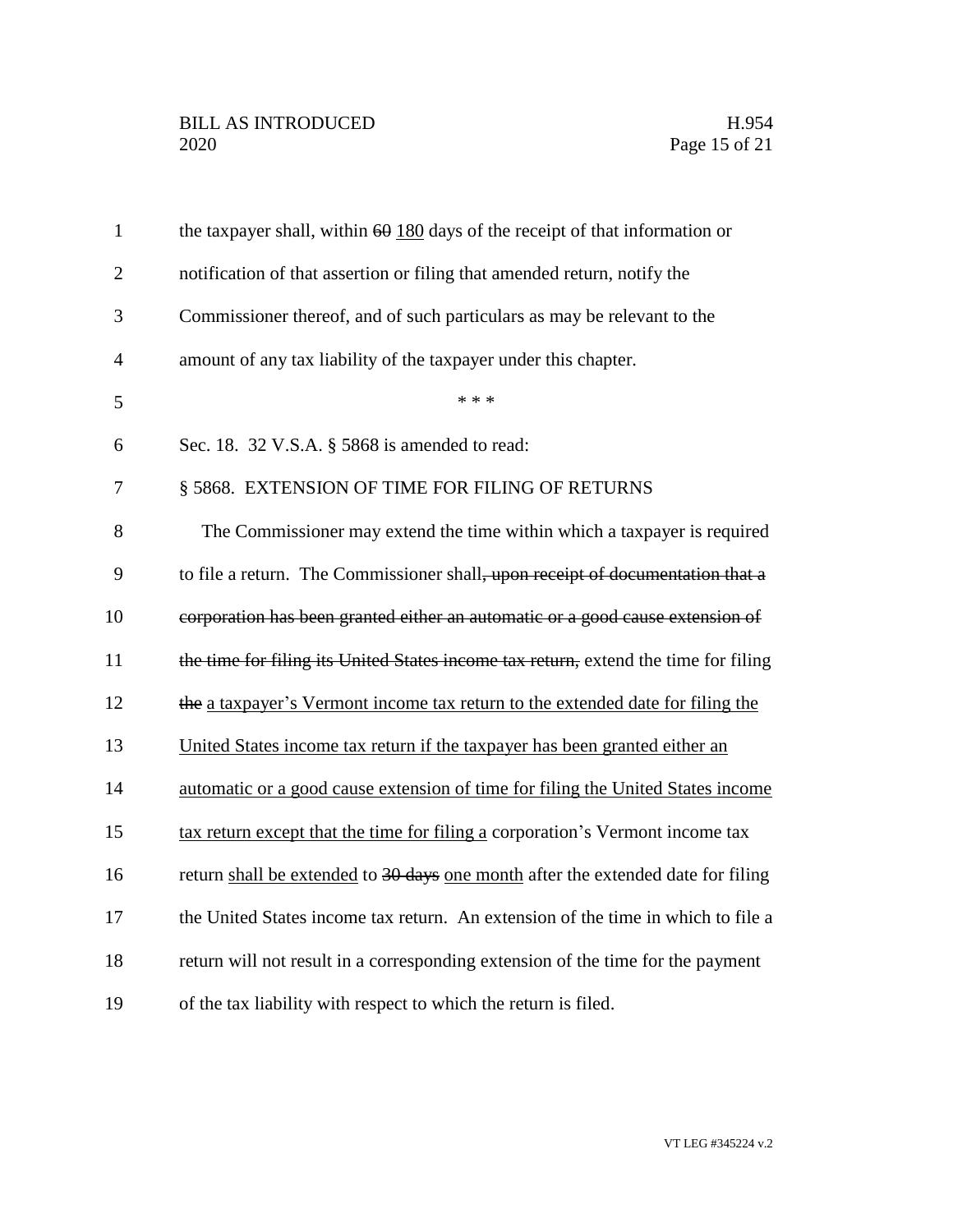the taxpayer shall, within ~~60~~ <u>180</u> days of the receipt of that information or notification of that assertion or filing that amended return, notify the Commissioner thereof, and of such particulars as may be relevant to the amount of any tax liability of the taxpayer under this chapter.

\* \* \*

Sec. 18. 32 V.S.A. § 5868 is amended to read:

§ 5868. EXTENSION OF TIME FOR FILING OF RETURNS

The Commissioner may extend the time within which a taxpayer is required to file a return. The Commissioner shall~~, upon receipt of documentation that a corporation has been granted either an automatic or a good cause extension of the time for filing its United States income tax return,~~ extend the time for filing ~~the~~ <u>a taxpayer's Vermont income tax return to the extended date for filing the United States income tax return if the taxpayer has been granted either an automatic or a good cause extension of time for filing the United States income tax return except that the time for filing a</u> corporation's Vermont income tax return <u>shall be extended</u> to ~~30 days~~ <u>one month</u> after the extended date for filing the United States income tax return. An extension of the time in which to file a return will not result in a corresponding extension of the time for the payment of the tax liability with respect to which the return is filed.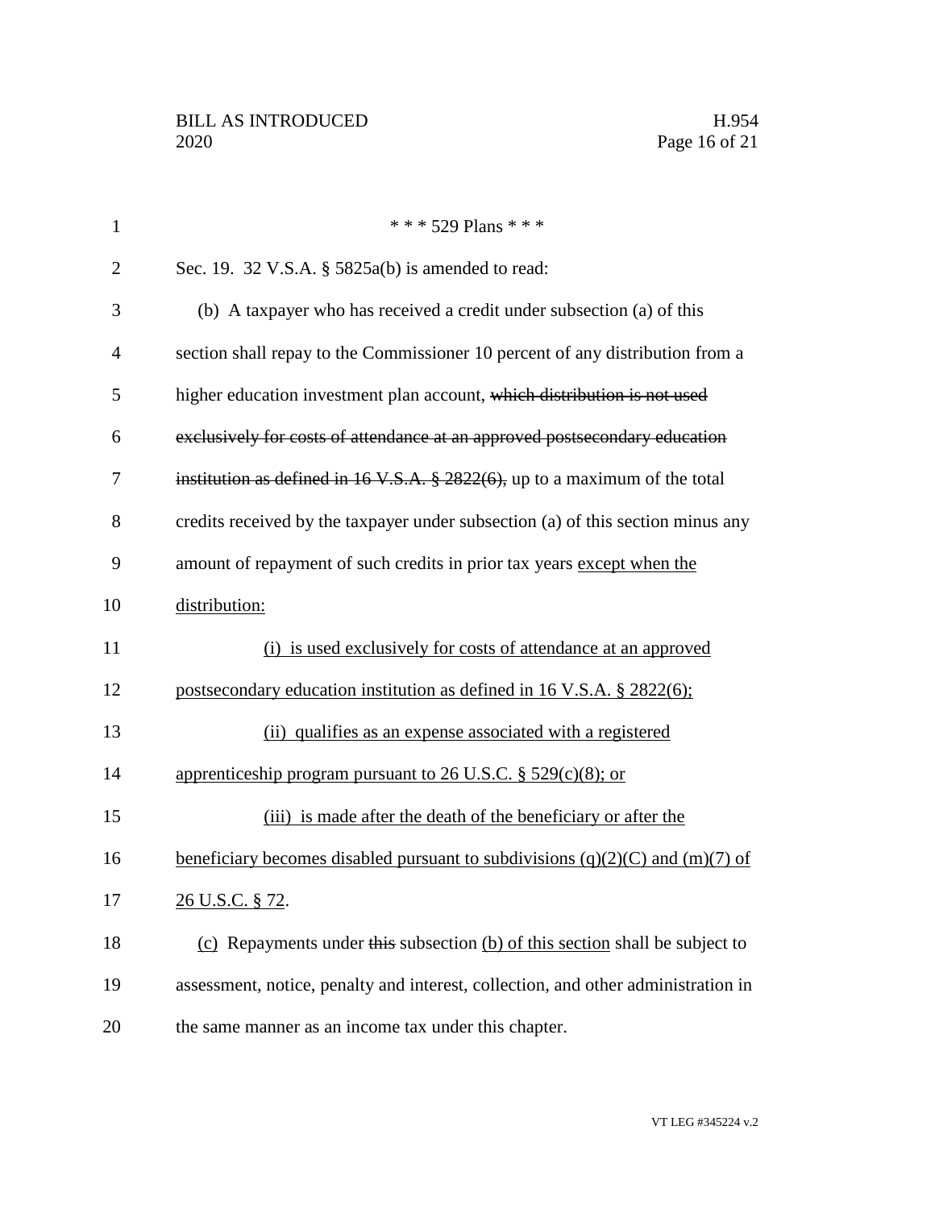\* \* \* 529 Plans \* \* \*

Sec. 19. 32 V.S.A. § 5825a(b) is amended to read:

(b) A taxpayer who has received a credit under subsection (a) of this section shall repay to the Commissioner 10 percent of any distribution from a higher education investment plan account, ~~which distribution is not used exclusively for costs of attendance at an approved postsecondary education institution as defined in 16 V.S.A. § 2822(6),~~ up to a maximum of the total credits received by the taxpayer under subsection (a) of this section minus any amount of repayment of such credits in prior tax years <u>except when the distribution:</u>

<u>(i) is used exclusively for costs of attendance at an approved postsecondary education institution as defined in 16 V.S.A. § 2822(6);</u>

<u>(ii) qualifies as an expense associated with a registered apprenticeship program pursuant to 26 U.S.C. § 529(c)(8); or</u>

<u>(iii) is made after the death of the beneficiary or after the beneficiary becomes disabled pursuant to subdivisions (q)(2)(C) and (m)(7) of 26 U.S.C. § 72</u>.

<u>(c)</u> Repayments under ~~this~~ subsection <u>(b) of this section</u> shall be subject to assessment, notice, penalty and interest, collection, and other administration in the same manner as an income tax under this chapter.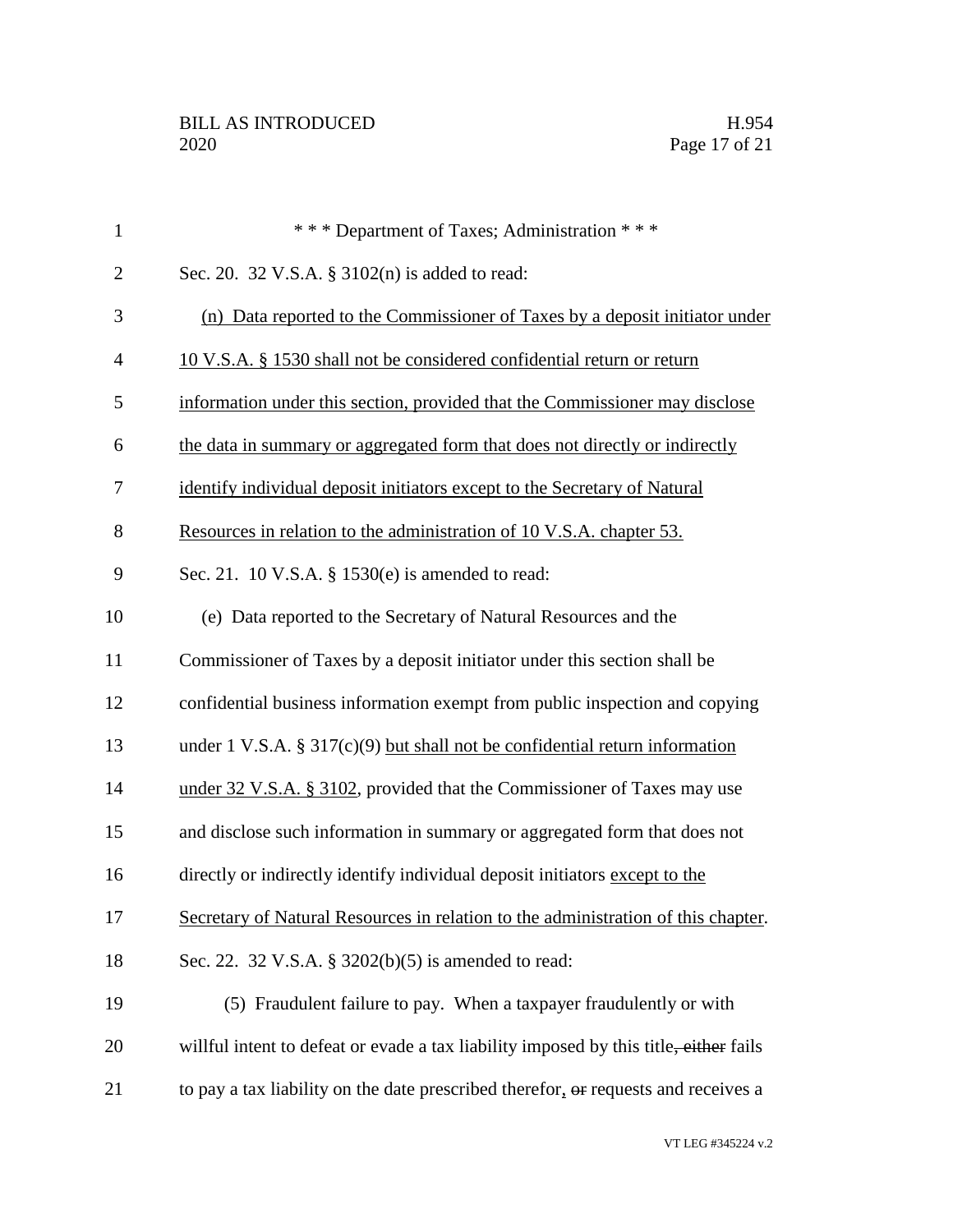\* \* \* Department of Taxes; Administration \* \* \*

Sec. 20. 32 V.S.A. § 3102(n) is added to read:

<u>(n) Data reported to the Commissioner of Taxes by a deposit initiator under 10 V.S.A. § 1530 shall not be considered confidential return or return information under this section, provided that the Commissioner may disclose the data in summary or aggregated form that does not directly or indirectly identify individual deposit initiators except to the Secretary of Natural Resources in relation to the administration of 10 V.S.A. chapter 53.</u>

Sec. 21. 10 V.S.A. § 1530(e) is amended to read:

(e) Data reported to the Secretary of Natural Resources and the Commissioner of Taxes by a deposit initiator under this section shall be confidential business information exempt from public inspection and copying under 1 V.S.A. § 317(c)(9) <u>but shall not be confidential return information under 32 V.S.A. § 3102</u>, provided that the Commissioner of Taxes may use and disclose such information in summary or aggregated form that does not directly or indirectly identify individual deposit initiators <u>except to the Secretary of Natural Resources in relation to the administration of this chapter</u>.

Sec. 22. 32 V.S.A. § 3202(b)(5) is amended to read:

(5) Fraudulent failure to pay. When a taxpayer fraudulently or with willful intent to defeat or evade a tax liability imposed by this title~~, either~~ fails to pay a tax liability on the date prescribed therefor<u>,</u> ~~or~~ requests and receives a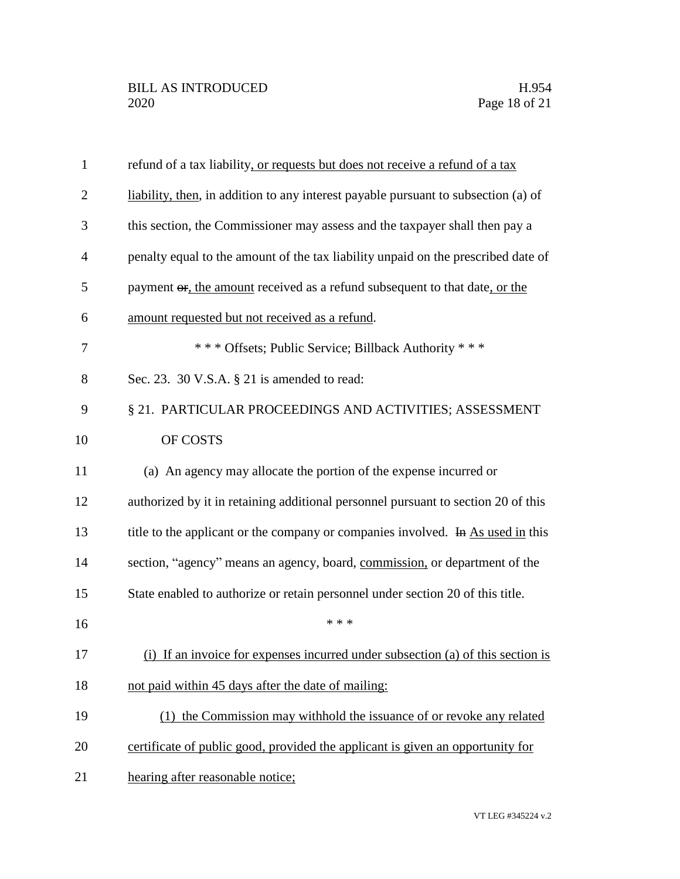refund of a tax liability, or requests but does not receive a refund of a tax liability, then, in addition to any interest payable pursuant to subsection (a) of this section, the Commissioner may assess and the taxpayer shall then pay a penalty equal to the amount of the tax liability unpaid on the prescribed date of payment ~~or~~, the amount received as a refund subsequent to that date, or the amount requested but not received as a refund.

\* \* \* Offsets; Public Service; Billback Authority \* \* \*

Sec. 23. 30 V.S.A. § 21 is amended to read:

§ 21. PARTICULAR PROCEEDINGS AND ACTIVITIES; ASSESSMENT OF COSTS

(a) An agency may allocate the portion of the expense incurred or authorized by it in retaining additional personnel pursuant to section 20 of this title to the applicant or the company or companies involved. ~~In~~ As used in this section, "agency" means an agency, board, commission, or department of the State enabled to authorize or retain personnel under section 20 of this title.

\* \* \*

(i) If an invoice for expenses incurred under subsection (a) of this section is not paid within 45 days after the date of mailing:

(1) the Commission may withhold the issuance of or revoke any related certificate of public good, provided the applicant is given an opportunity for hearing after reasonable notice;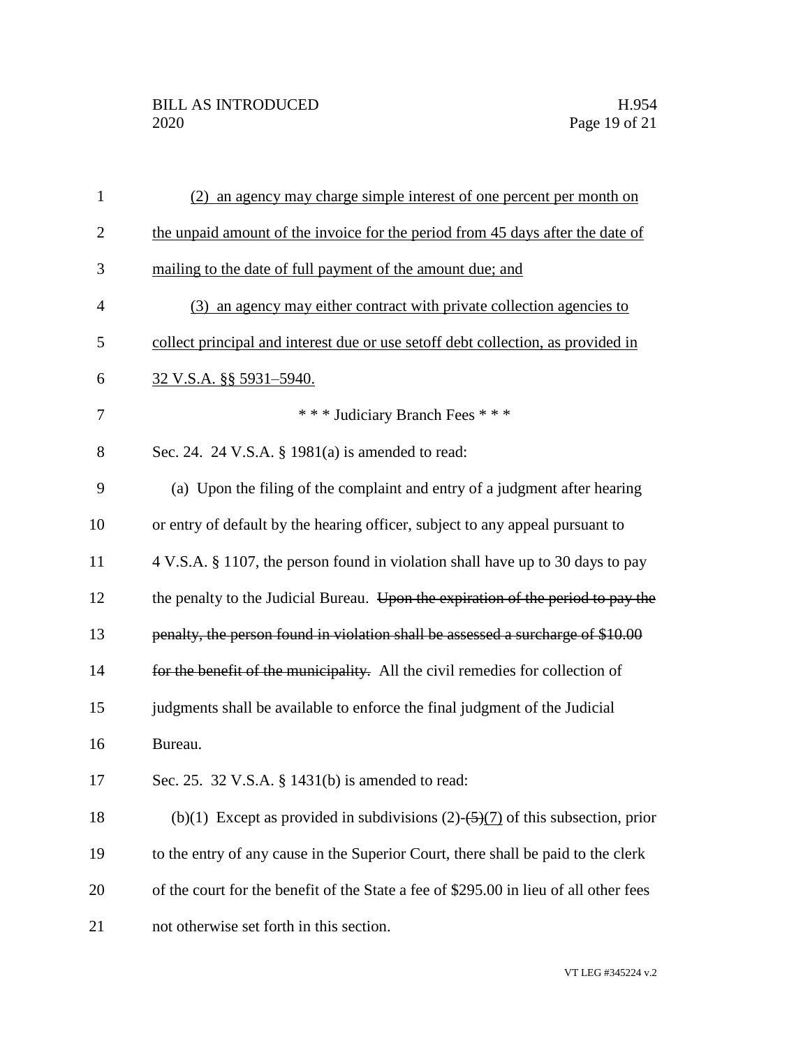(2) an agency may charge simple interest of one percent per month on the unpaid amount of the invoice for the period from 45 days after the date of mailing to the date of full payment of the amount due; and

(3) an agency may either contract with private collection agencies to collect principal and interest due or use setoff debt collection, as provided in 32 V.S.A. §§ 5931–5940.

\* \* \* Judiciary Branch Fees \* \* \*

Sec. 24. 24 V.S.A. § 1981(a) is amended to read:

(a) Upon the filing of the complaint and entry of a judgment after hearing or entry of default by the hearing officer, subject to any appeal pursuant to 4 V.S.A. § 1107, the person found in violation shall have up to 30 days to pay the penalty to the Judicial Bureau. ~~Upon the expiration of the period to pay the penalty, the person found in violation shall be assessed a surcharge of $10.00 for the benefit of the municipality.~~ All the civil remedies for collection of judgments shall be available to enforce the final judgment of the Judicial Bureau.

Sec. 25. 32 V.S.A. § 1431(b) is amended to read:

(b)(1) Except as provided in subdivisions (2)-~~(5)~~(7) of this subsection, prior to the entry of any cause in the Superior Court, there shall be paid to the clerk of the court for the benefit of the State a fee of $295.00 in lieu of all other fees not otherwise set forth in this section.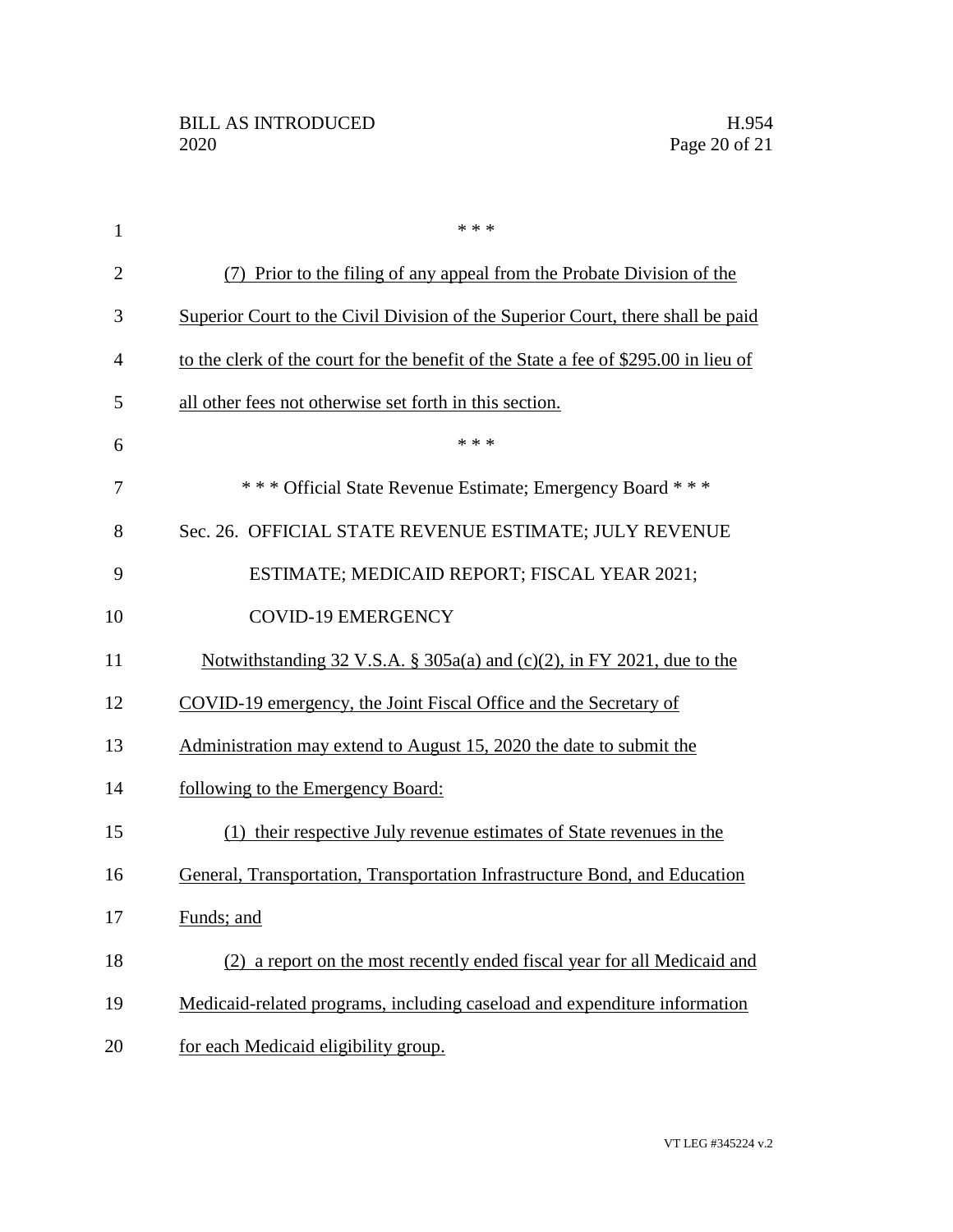* * *

(7) Prior to the filing of any appeal from the Probate Division of the Superior Court to the Civil Division of the Superior Court, there shall be paid to the clerk of the court for the benefit of the State a fee of $295.00 in lieu of all other fees not otherwise set forth in this section.

* * *

* * * Official State Revenue Estimate; Emergency Board * * *

Sec. 26. OFFICIAL STATE REVENUE ESTIMATE; JULY REVENUE ESTIMATE; MEDICAID REPORT; FISCAL YEAR 2021; COVID-19 EMERGENCY

Notwithstanding 32 V.S.A. § 305a(a) and (c)(2), in FY 2021, due to the COVID-19 emergency, the Joint Fiscal Office and the Secretary of Administration may extend to August 15, 2020 the date to submit the following to the Emergency Board:

(1) their respective July revenue estimates of State revenues in the General, Transportation, Transportation Infrastructure Bond, and Education Funds; and

(2) a report on the most recently ended fiscal year for all Medicaid and Medicaid-related programs, including caseload and expenditure information for each Medicaid eligibility group.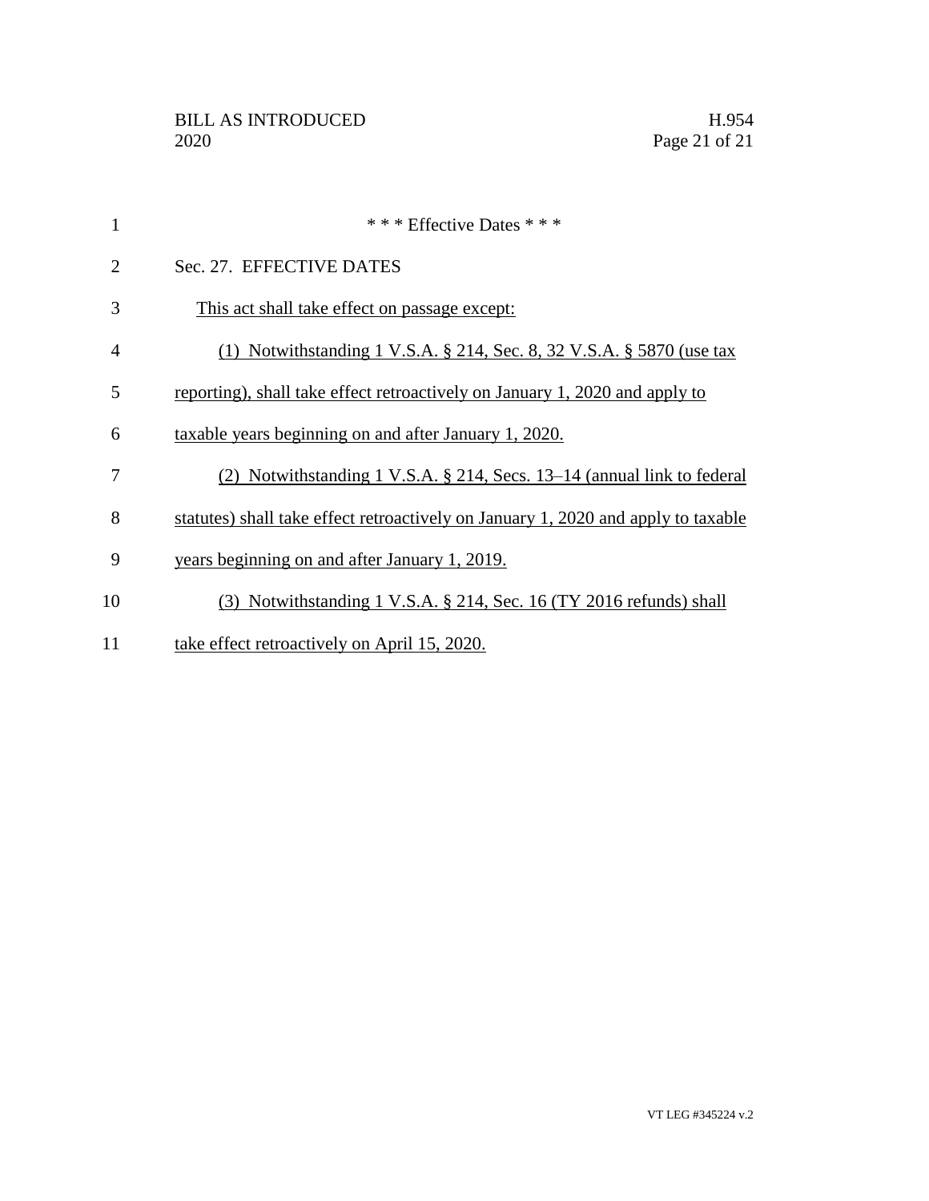\* \* \* Effective Dates \* \* \*

Sec. 27. EFFECTIVE DATES

This act shall take effect on passage except:

(1) Notwithstanding 1 V.S.A. § 214, Sec. 8, 32 V.S.A. § 5870 (use tax reporting), shall take effect retroactively on January 1, 2020 and apply to taxable years beginning on and after January 1, 2020.

(2) Notwithstanding 1 V.S.A. § 214, Secs. 13–14 (annual link to federal statutes) shall take effect retroactively on January 1, 2020 and apply to taxable years beginning on and after January 1, 2019.

(3) Notwithstanding 1 V.S.A. § 214, Sec. 16 (TY 2016 refunds) shall take effect retroactively on April 15, 2020.